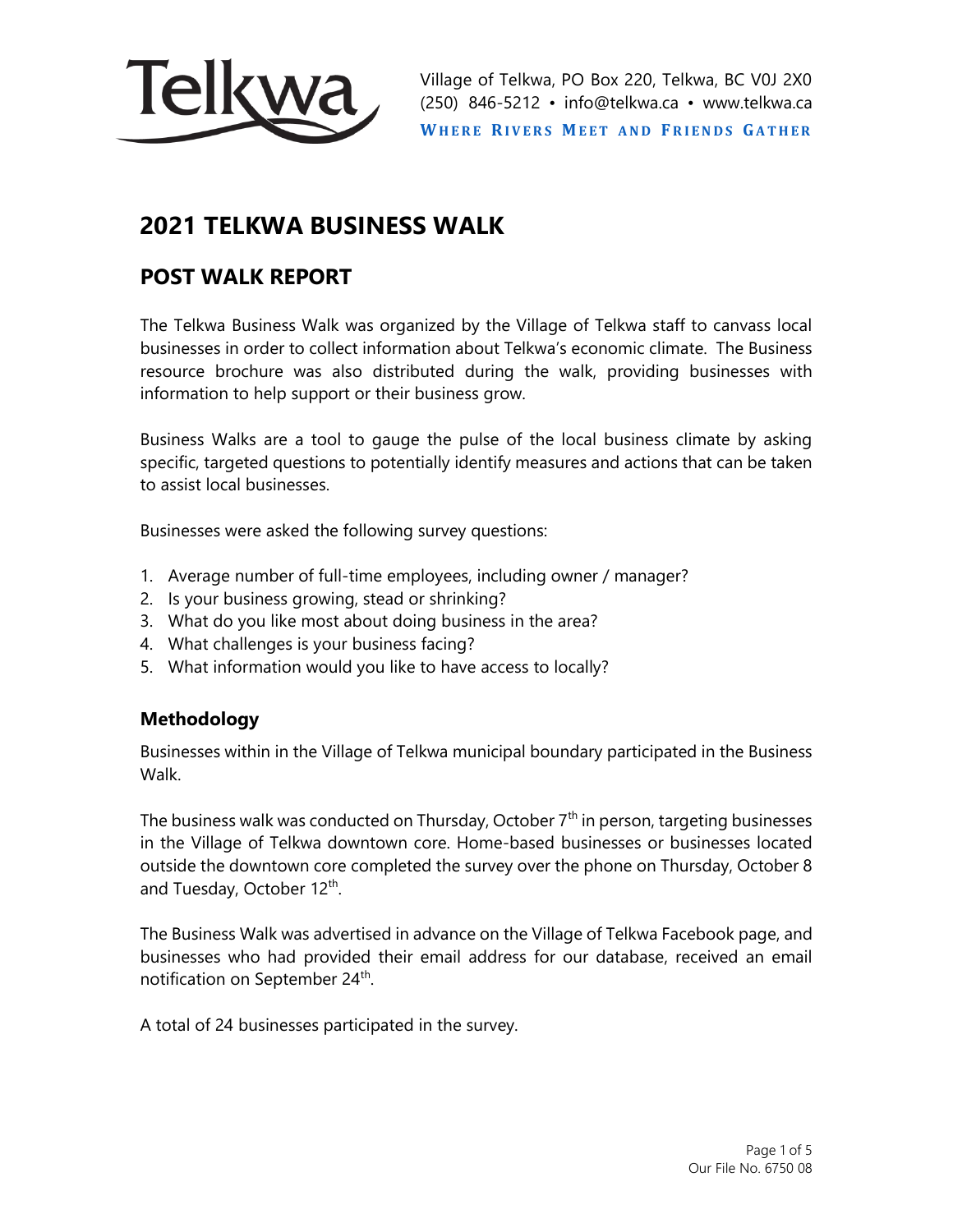Village of Telkwa, PO Box 220, Telkwa, BC V0J 2X0
(250) 846-5212 • info@telkwa.ca • www.telkwa.ca
**WHERE RIVERS MEET AND FRIENDS GATHER**

# 2021 TELKWA BUSINESS WALK

## POST WALK REPORT

The Telkwa Business Walk was organized by the Village of Telkwa staff to canvass local businesses in order to collect information about Telkwa's economic climate. The Business resource brochure was also distributed during the walk, providing businesses with information to help support or their business grow.

Business Walks are a tool to gauge the pulse of the local business climate by asking specific, targeted questions to potentially identify measures and actions that can be taken to assist local businesses.

Businesses were asked the following survey questions:

1. Average number of full-time employees, including owner / manager?
2. Is your business growing, stead or shrinking?
3. What do you like most about doing business in the area?
4. What challenges is your business facing?
5. What information would you like to have access to locally?

### Methodology

Businesses within in the Village of Telkwa municipal boundary participated in the Business Walk.

The business walk was conducted on Thursday, October 7th in person, targeting businesses in the Village of Telkwa downtown core. Home-based businesses or businesses located outside the downtown core completed the survey over the phone on Thursday, October 8 and Tuesday, October 12th.

The Business Walk was advertised in advance on the Village of Telkwa Facebook page, and businesses who had provided their email address for our database, received an email notification on September 24th.

A total of 24 businesses participated in the survey.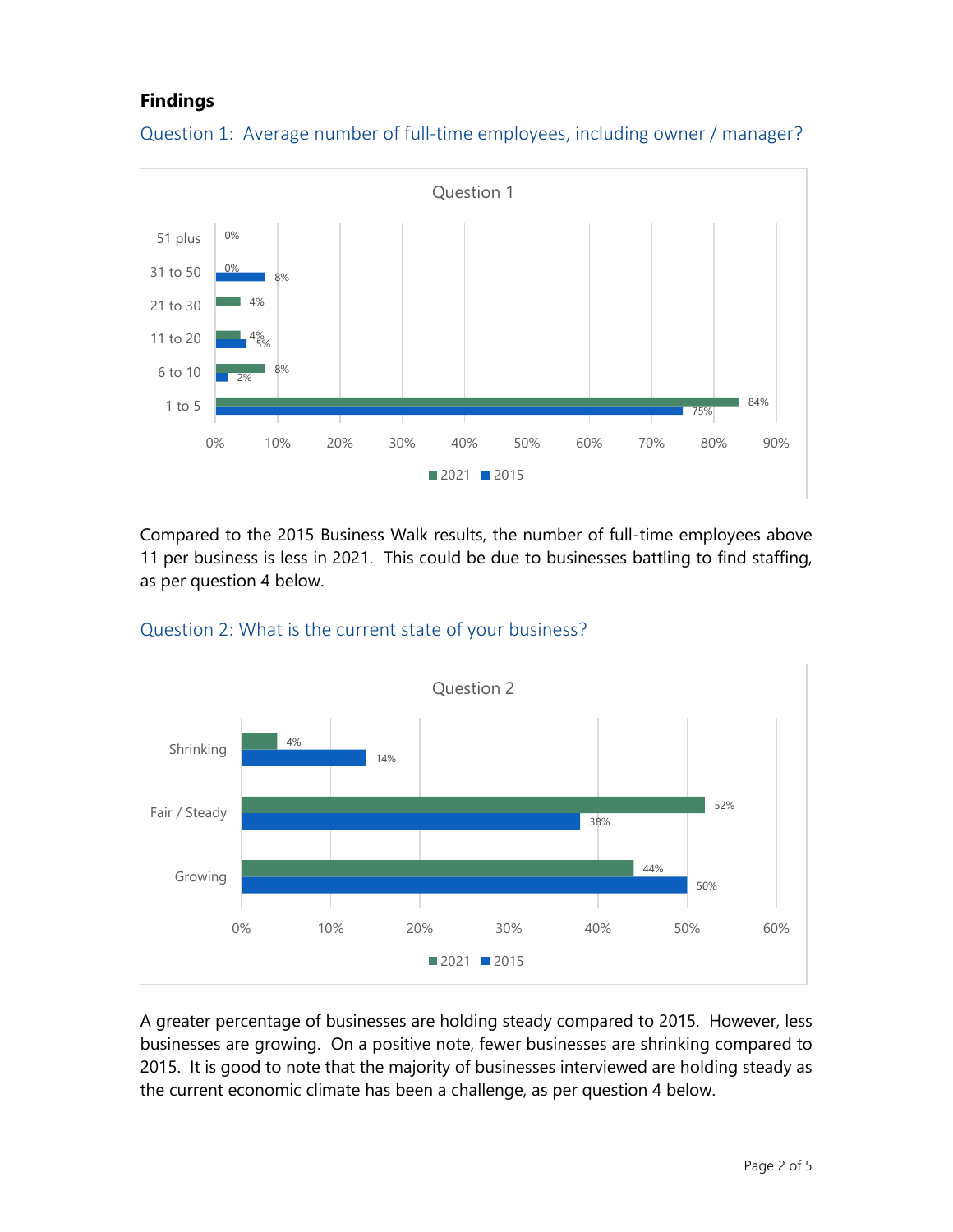## Findings

### Question 1: Average number of full-time employees, including owner / manager?

| Question 1 | 2021 | 2015 |
|---|---|---|
| 51 plus | 0% | |
| 31 to 50 | 0% | 8% |
| 21 to 30 | 4% | |
| 11 to 20 | 4% | 5% |
| 6 to 10 | 8% | 2% |
| 1 to 5 | 84% | 75% |

Compared to the 2015 Business Walk results, the number of full-time employees above 11 per business is less in 2021. This could be due to businesses battling to find staffing, as per question 4 below.

### Question 2: What is the current state of your business?

| Question 2 | 2021 | 2015 |
|---|---|---|
| Shrinking | 4% | 14% |
| Fair / Steady | 52% | 38% |
| Growing | 44% | 50% |

A greater percentage of businesses are holding steady compared to 2015. However, less businesses are growing. On a positive note, fewer businesses are shrinking compared to 2015. It is good to note that the majority of businesses interviewed are holding steady as the current economic climate has been a challenge, as per question 4 below.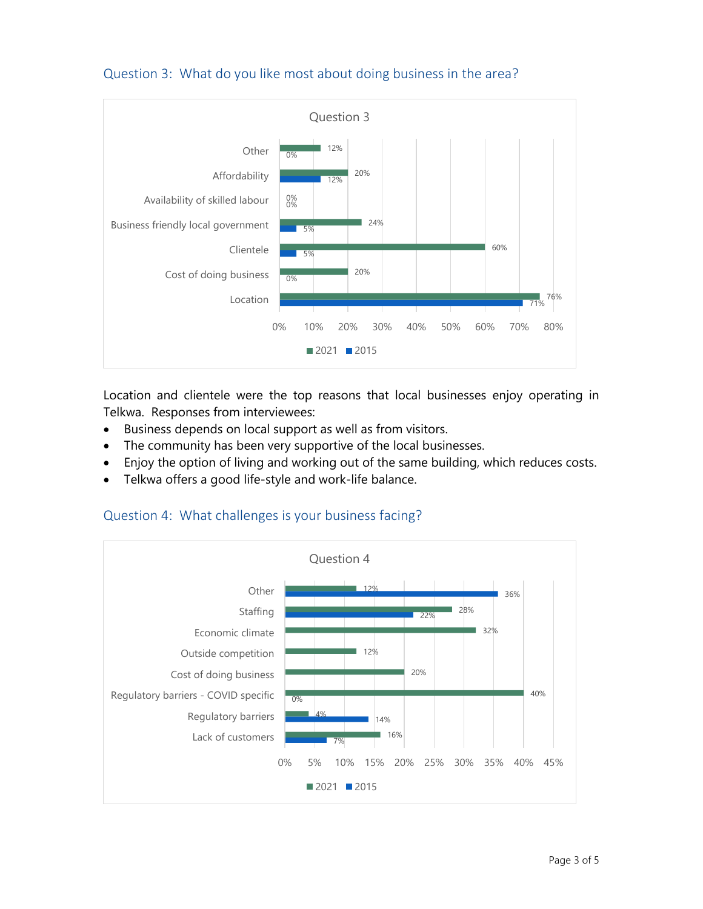### Question 3: What do you like most about doing business in the area?

**Question 3**

| | 2021 | 2015 |
|---|---|---|
| Other | 12% | 0% |
| Affordability | 20% | 12% |
| Availability of skilled labour | 0% | 0% |
| Business friendly local government | 24% | 5% |
| Clientele | 60% | 5% |
| Cost of doing business | 20% | 0% |
| Location | 76% | 71% |

Location and clientele were the top reasons that local businesses enjoy operating in Telkwa. Responses from interviewees:

- Business depends on local support as well as from visitors.
- The community has been very supportive of the local businesses.
- Enjoy the option of living and working out of the same building, which reduces costs.
- Telkwa offers a good life-style and work-life balance.

### Question 4: What challenges is your business facing?

**Question 4**

| | 2021 | 2015 |
|---|---|---|
| Other | 12% | 36% |
| Staffing | 28% | 22% |
| Economic climate | 32% | |
| Outside competition | 12% | |
| Cost of doing business | 20% | |
| Regulatory barriers - COVID specific | 40% | 0% |
| Regulatory barriers | 4% | 14% |
| Lack of customers | 16% | 7% |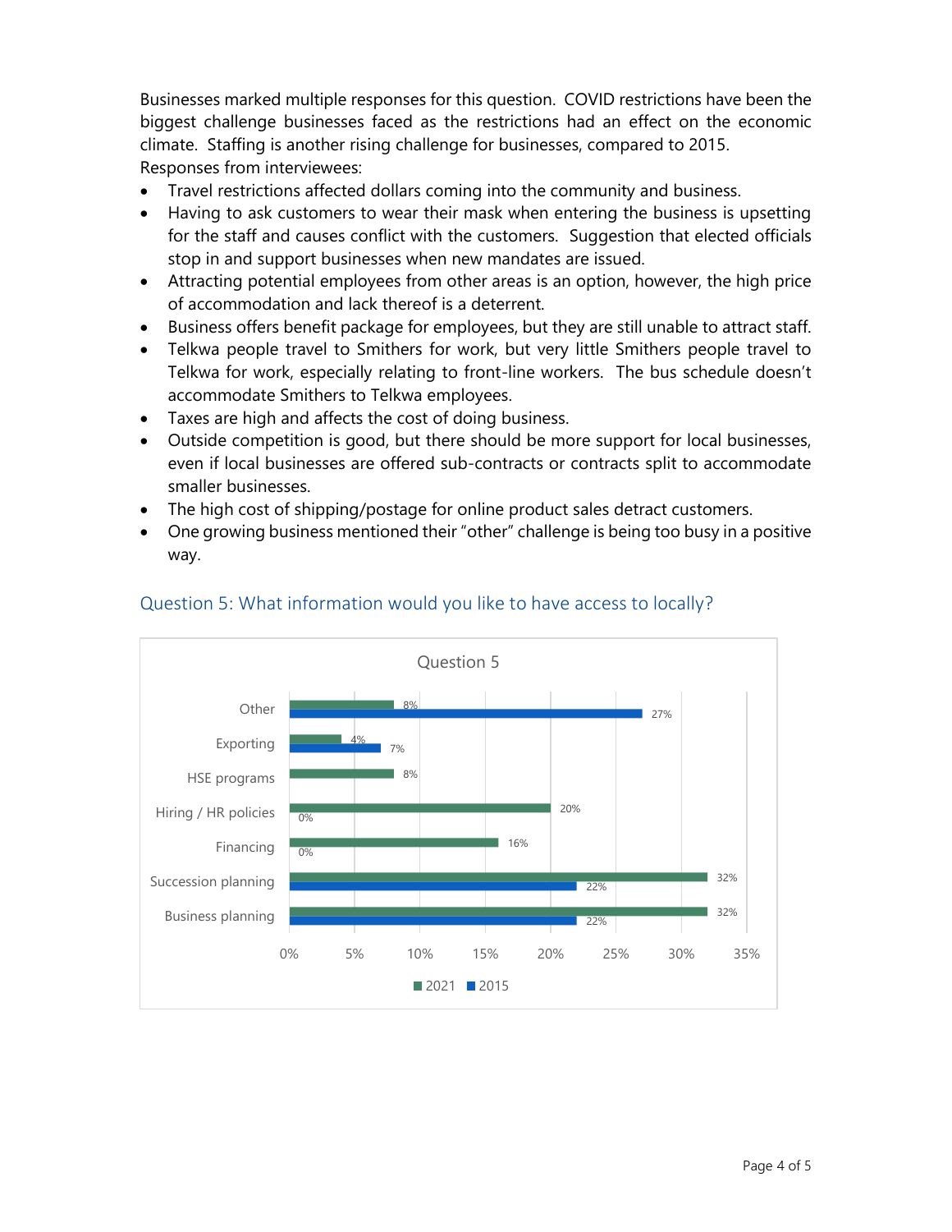Businesses marked multiple responses for this question. COVID restrictions have been the biggest challenge businesses faced as the restrictions had an effect on the economic climate. Staffing is another rising challenge for businesses, compared to 2015.

Responses from interviewees:

- Travel restrictions affected dollars coming into the community and business.
- Having to ask customers to wear their mask when entering the business is upsetting for the staff and causes conflict with the customers. Suggestion that elected officials stop in and support businesses when new mandates are issued.
- Attracting potential employees from other areas is an option, however, the high price of accommodation and lack thereof is a deterrent.
- Business offers benefit package for employees, but they are still unable to attract staff.
- Telkwa people travel to Smithers for work, but very little Smithers people travel to Telkwa for work, especially relating to front-line workers. The bus schedule doesn't accommodate Smithers to Telkwa employees.
- Taxes are high and affects the cost of doing business.
- Outside competition is good, but there should be more support for local businesses, even if local businesses are offered sub-contracts or contracts split to accommodate smaller businesses.
- The high cost of shipping/postage for online product sales detract customers.
- One growing business mentioned their "other" challenge is being too busy in a positive way.

## Question 5: What information would you like to have access to locally?

Question 5

| | 2021 | 2015 |
|---|---|---|
| Other | 8% | 27% |
| Exporting | 4% | 7% |
| HSE programs | 8% | |
| Hiring / HR policies | 20% | 0% |
| Financing | 16% | 0% |
| Succession planning | 32% | 22% |
| Business planning | 32% | 22% |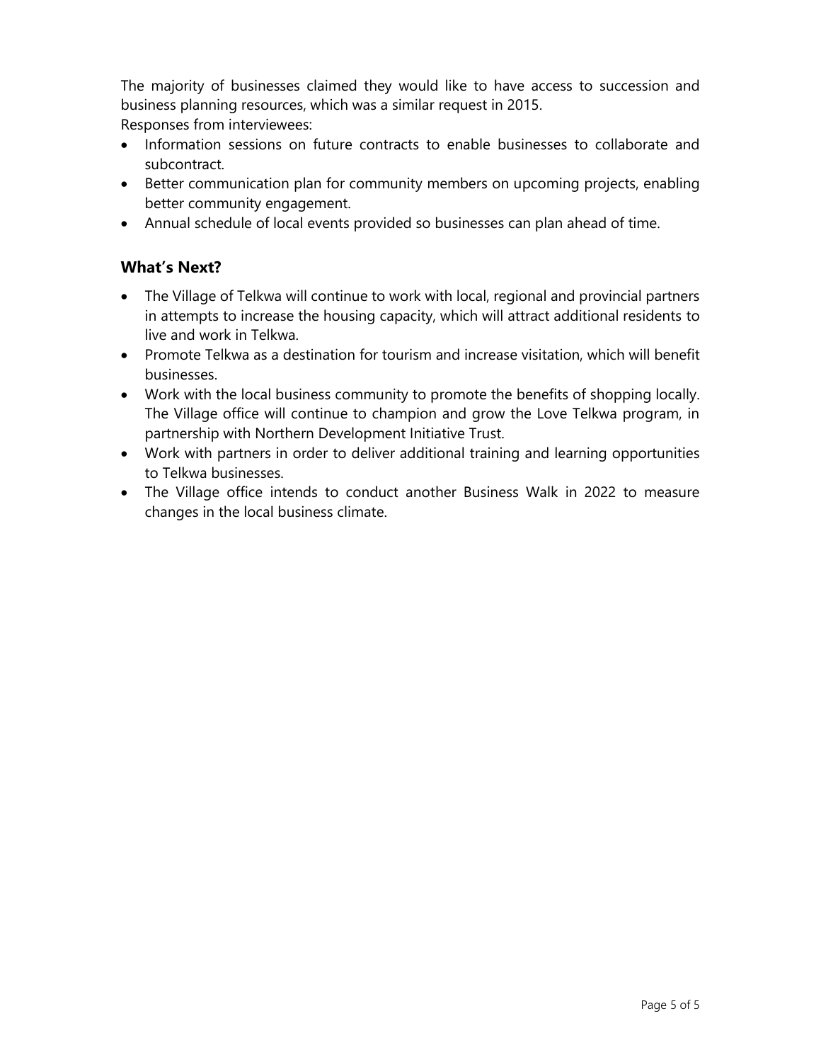The majority of businesses claimed they would like to have access to succession and business planning resources, which was a similar request in 2015.

Responses from interviewees:

- Information sessions on future contracts to enable businesses to collaborate and subcontract.
- Better communication plan for community members on upcoming projects, enabling better community engagement.
- Annual schedule of local events provided so businesses can plan ahead of time.

## What's Next?

- The Village of Telkwa will continue to work with local, regional and provincial partners in attempts to increase the housing capacity, which will attract additional residents to live and work in Telkwa.
- Promote Telkwa as a destination for tourism and increase visitation, which will benefit businesses.
- Work with the local business community to promote the benefits of shopping locally. The Village office will continue to champion and grow the Love Telkwa program, in partnership with Northern Development Initiative Trust.
- Work with partners in order to deliver additional training and learning opportunities to Telkwa businesses.
- The Village office intends to conduct another Business Walk in 2022 to measure changes in the local business climate.